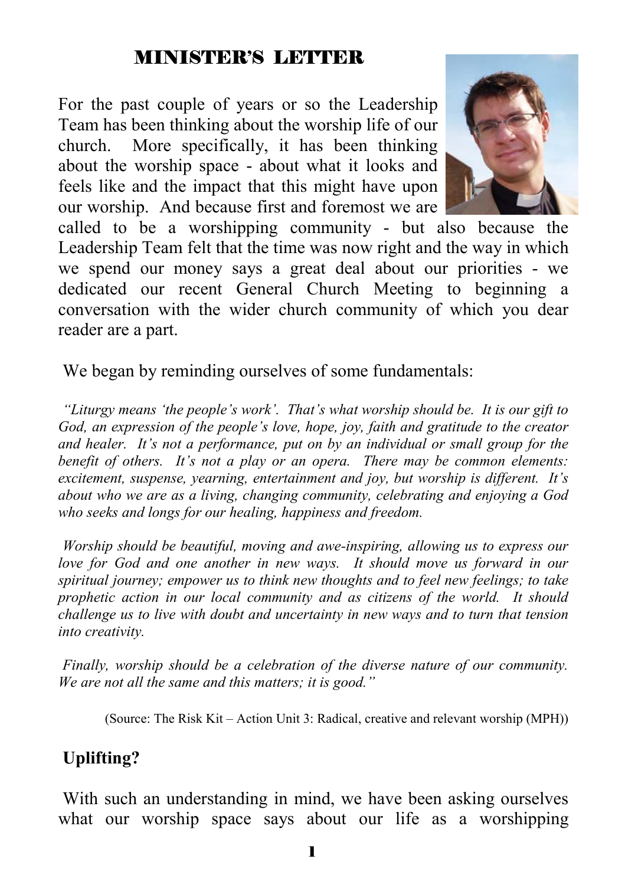# MINISTER'S LETTER

For the past couple of years or so the Leadership Team has been thinking about the worship life of our church. More specifically, it has been thinking about the worship space - about what it looks and feels like and the impact that this might have upon our worship. And because first and foremost we are called to be a worshipping community - but also because the Leadership Team felt that the time was now right and the way in which we spend our money says a great deal about our priorities - we dedicated our recent General Church Meeting to beginning a conversation with the wider church community of which you dear reader are a part.

We began by reminding ourselves of some fundamentals:

*"Liturgy means 'the people's work'. That's what worship should be. It is our gift to God, an expression of the people's love, hope, joy, faith and gratitude to the creator and healer. It's not a performance, put on by an individual or small group for the benefit of others. It's not a play or an opera. There may be common elements: excitement, suspense, yearning, entertainment and joy, but worship is different. It's about who we are as a living, changing community, celebrating and enjoying a God who seeks and longs for our healing, happiness and freedom.*

*Worship should be beautiful, moving and awe-inspiring, allowing us to express our love for God and one another in new ways. It should move us forward in our spiritual journey; empower us to think new thoughts and to feel new feelings; to take prophetic action in our local community and as citizens of the world. It should challenge us to live with doubt and uncertainty in new ways and to turn that tension into creativity.*

*Finally, worship should be a celebration of the diverse nature of our community. We are not all the same and this matters; it is good."*

(Source: The Risk Kit – Action Unit 3: Radical, creative and relevant worship (MPH))

**Uplifting?**

With such an understanding in mind, we have been asking ourselves what our worship space says about our life as a worshipping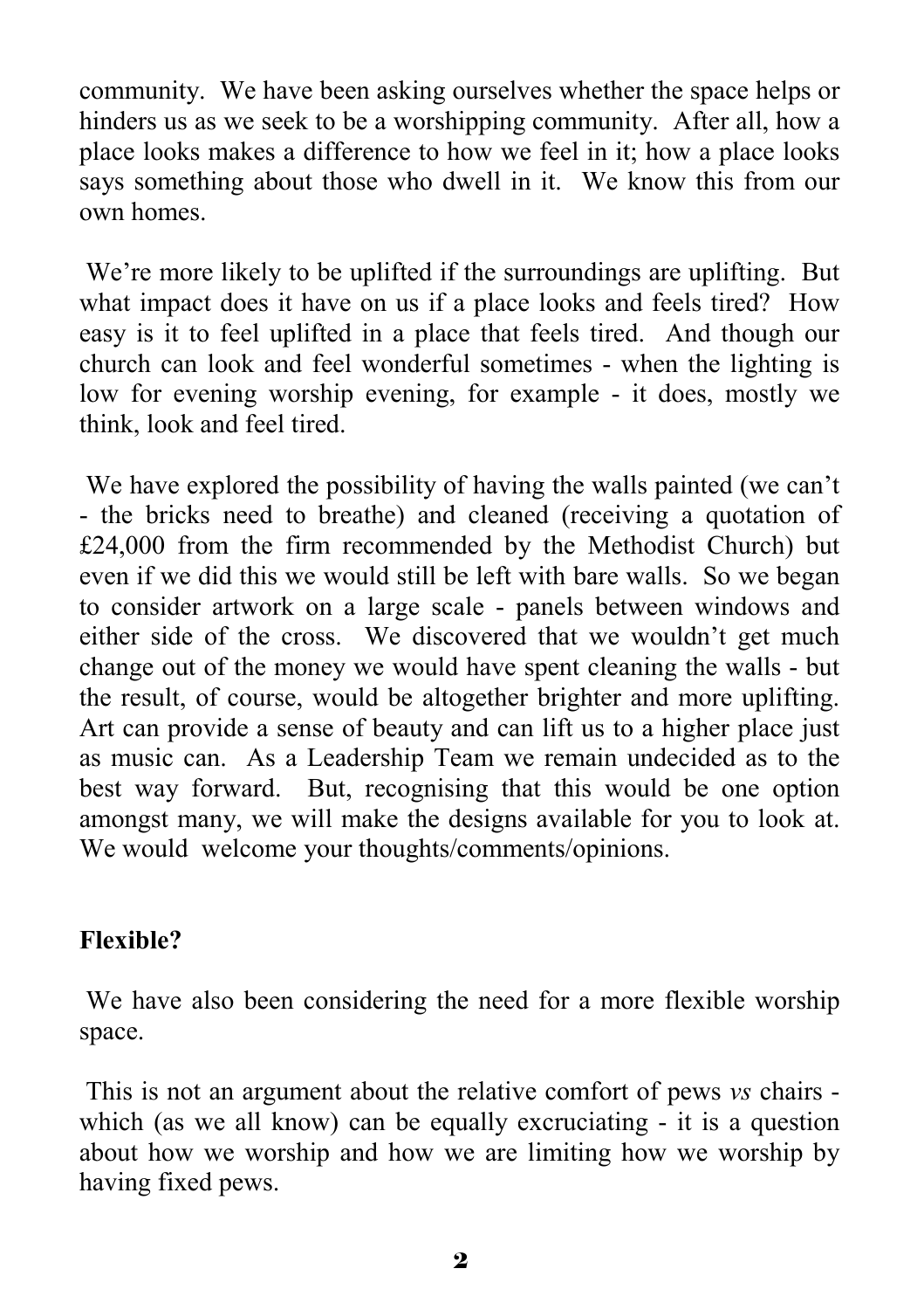community. We have been asking ourselves whether the space helps or hinders us as we seek to be a worshipping community. After all, how a place looks makes a difference to how we feel in it; how a place looks says something about those who dwell in it. We know this from our own homes.

We're more likely to be uplifted if the surroundings are uplifting. But what impact does it have on us if a place looks and feels tired? How easy is it to feel uplifted in a place that feels tired. And though our church can look and feel wonderful sometimes - when the lighting is low for evening worship evening, for example - it does, mostly we think, look and feel tired.

We have explored the possibility of having the walls painted (we can't - the bricks need to breathe) and cleaned (receiving a quotation of £24,000 from the firm recommended by the Methodist Church) but even if we did this we would still be left with bare walls. So we began to consider artwork on a large scale - panels between windows and either side of the cross. We discovered that we wouldn't get much change out of the money we would have spent cleaning the walls - but the result, of course, would be altogether brighter and more uplifting. Art can provide a sense of beauty and can lift us to a higher place just as music can. As a Leadership Team we remain undecided as to the best way forward. But, recognising that this would be one option amongst many, we will make the designs available for you to look at. We would welcome your thoughts/comments/opinions.

**Flexible?**

We have also been considering the need for a more flexible worship space.

This is not an argument about the relative comfort of pews *vs* chairs - which (as we all know) can be equally excruciating - it is a question about how we worship and how we are limiting how we worship by having fixed pews.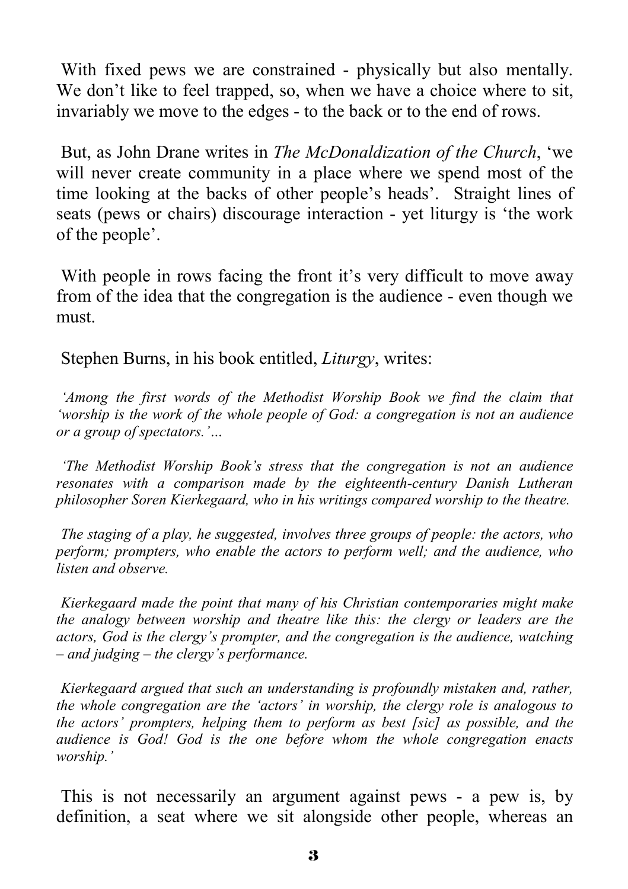With fixed pews we are constrained - physically but also mentally. We don't like to feel trapped, so, when we have a choice where to sit, invariably we move to the edges - to the back or to the end of rows.

But, as John Drane writes in *The McDonaldization of the Church*, 'we will never create community in a place where we spend most of the time looking at the backs of other people's heads'. Straight lines of seats (pews or chairs) discourage interaction - yet liturgy is 'the work of the people'.

With people in rows facing the front it's very difficult to move away from of the idea that the congregation is the audience - even though we must.

Stephen Burns, in his book entitled, *Liturgy*, writes:

*'Among the first words of the Methodist Worship Book we find the claim that 'worship is the work of the whole people of God: a congregation is not an audience or a group of spectators.'…*

*'The Methodist Worship Book's stress that the congregation is not an audience resonates with a comparison made by the eighteenth-century Danish Lutheran philosopher Soren Kierkegaard, who in his writings compared worship to the theatre.*

*The staging of a play, he suggested, involves three groups of people: the actors, who perform; prompters, who enable the actors to perform well; and the audience, who listen and observe.*

*Kierkegaard made the point that many of his Christian contemporaries might make the analogy between worship and theatre like this: the clergy or leaders are the actors, God is the clergy's prompter, and the congregation is the audience, watching – and judging – the clergy's performance.*

*Kierkegaard argued that such an understanding is profoundly mistaken and, rather, the whole congregation are the 'actors' in worship, the clergy role is analogous to the actors' prompters, helping them to perform as best [sic] as possible, and the audience is God! God is the one before whom the whole congregation enacts worship.'*

This is not necessarily an argument against pews - a pew is, by definition, a seat where we sit alongside other people, whereas an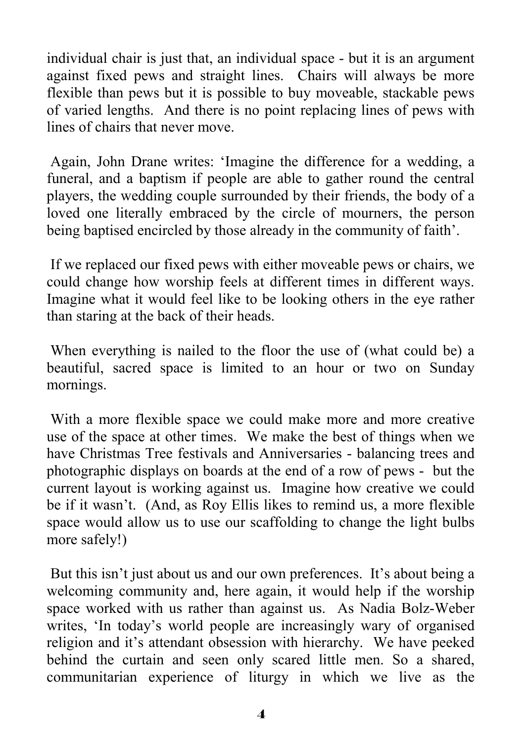individual chair is just that, an individual space - but it is an argument against fixed pews and straight lines. Chairs will always be more flexible than pews but it is possible to buy moveable, stackable pews of varied lengths. And there is no point replacing lines of pews with lines of chairs that never move.

Again, John Drane writes: 'Imagine the difference for a wedding, a funeral, and a baptism if people are able to gather round the central players, the wedding couple surrounded by their friends, the body of a loved one literally embraced by the circle of mourners, the person being baptised encircled by those already in the community of faith'.

If we replaced our fixed pews with either moveable pews or chairs, we could change how worship feels at different times in different ways. Imagine what it would feel like to be looking others in the eye rather than staring at the back of their heads.

When everything is nailed to the floor the use of (what could be) a beautiful, sacred space is limited to an hour or two on Sunday mornings.

With a more flexible space we could make more and more creative use of the space at other times. We make the best of things when we have Christmas Tree festivals and Anniversaries - balancing trees and photographic displays on boards at the end of a row of pews - but the current layout is working against us. Imagine how creative we could be if it wasn't. (And, as Roy Ellis likes to remind us, a more flexible space would allow us to use our scaffolding to change the light bulbs more safely!)

But this isn't just about us and our own preferences. It's about being a welcoming community and, here again, it would help if the worship space worked with us rather than against us. As Nadia Bolz-Weber writes, 'In today's world people are increasingly wary of organised religion and it's attendant obsession with hierarchy. We have peeked behind the curtain and seen only scared little men. So a shared, communitarian experience of liturgy in which we live as the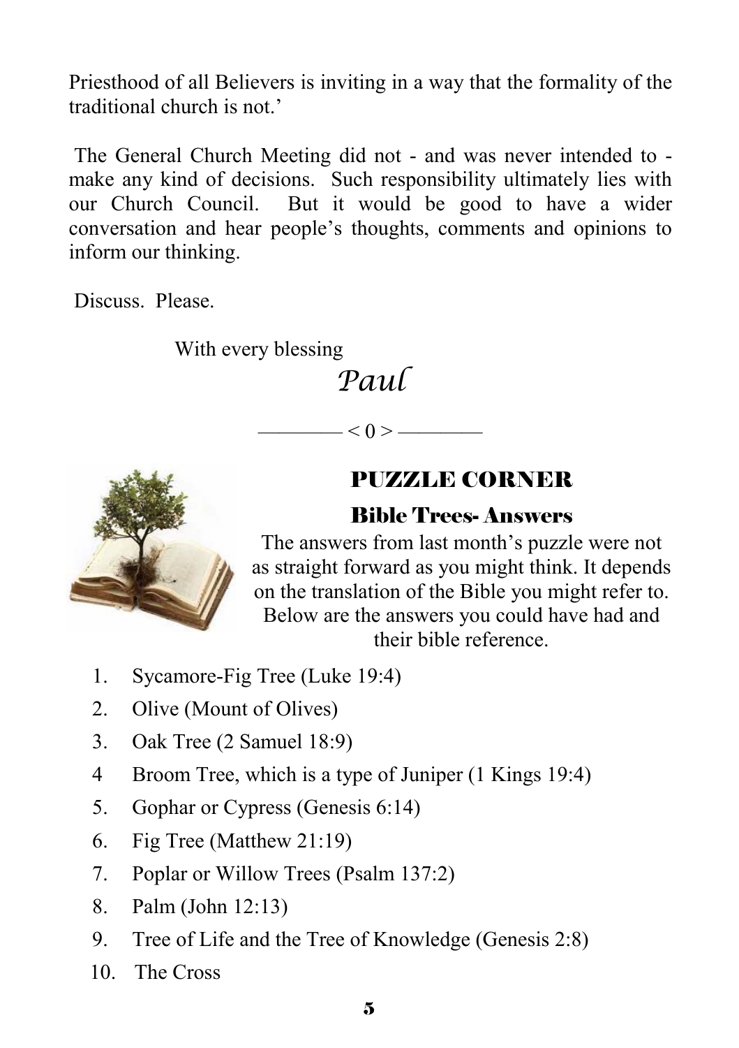Priesthood of all Believers is inviting in a way that the formality of the traditional church is not.'

The General Church Meeting did not - and was never intended to - make any kind of decisions. Such responsibility ultimately lies with our Church Council. But it would be good to have a wider conversation and hear people's thoughts, comments and opinions to inform our thinking.

Discuss. Please.

With every blessing

*Paul*

———— < 0 > ————

## PUZZLE CORNER

### Bible Trees- Answers

The answers from last month's puzzle were not as straight forward as you might think. It depends on the translation of the Bible you might refer to. Below are the answers you could have had and their bible reference.

1. Sycamore-Fig Tree (Luke 19:4)
2. Olive (Mount of Olives)
3. Oak Tree (2 Samuel 18:9)
4. Broom Tree, which is a type of Juniper (1 Kings 19:4)
5. Gophar or Cypress (Genesis 6:14)
6. Fig Tree (Matthew 21:19)
7. Poplar or Willow Trees (Psalm 137:2)
8. Palm (John 12:13)
9. Tree of Life and the Tree of Knowledge (Genesis 2:8)
10. The Cross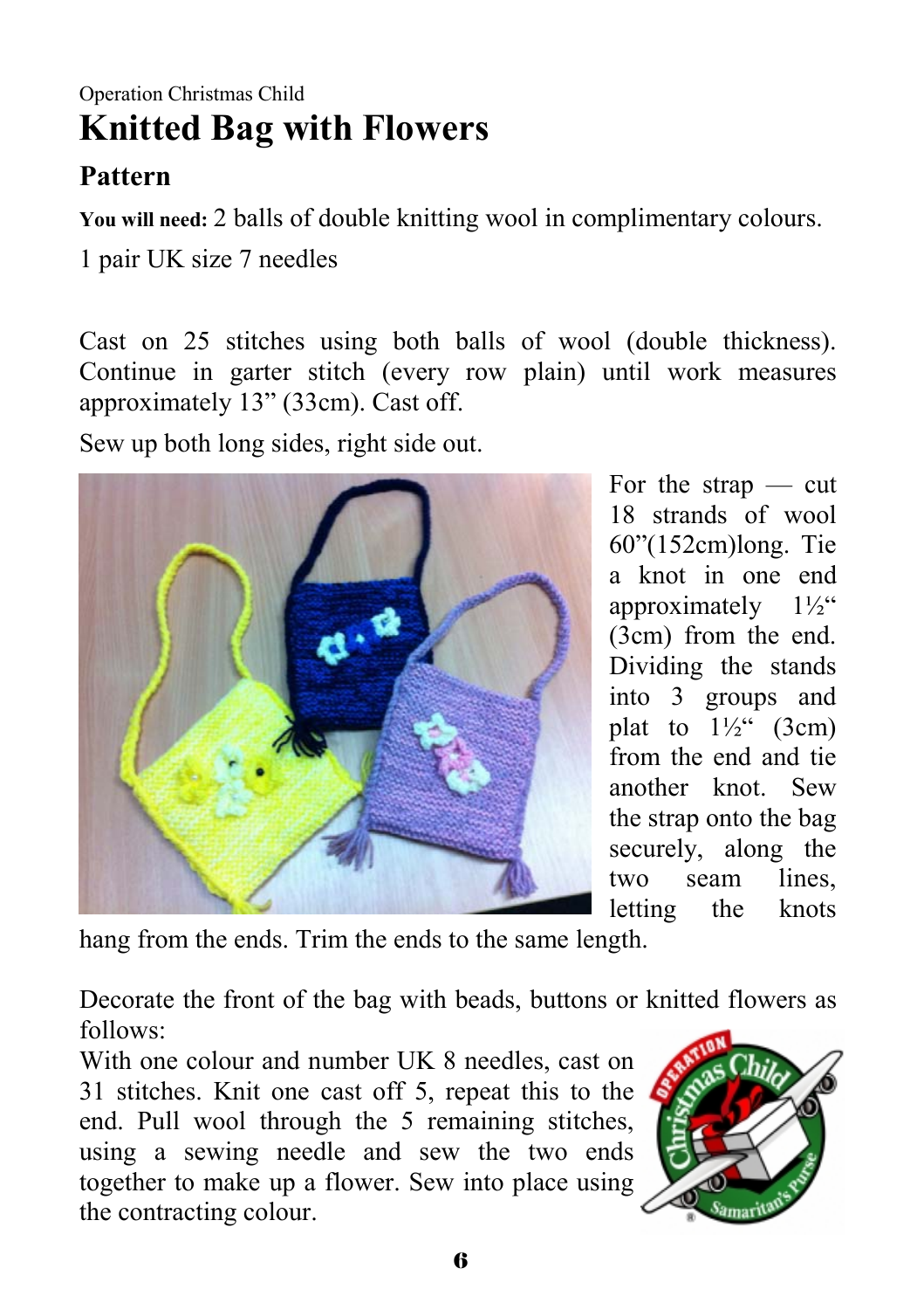Operation Christmas Child

# Knitted Bag with Flowers

## Pattern

**You will need:** 2 balls of double knitting wool in complimentary colours.

1 pair UK size 7 needles

Cast on 25 stitches using both balls of wool (double thickness). Continue in garter stitch (every row plain) until work measures approximately 13” (33cm). Cast off.

Sew up both long sides, right side out.

For the strap — cut 18 strands of wool 60”(152cm)long. Tie a knot in one end approximately 1½“ (3cm) from the end. Dividing the stands into 3 groups and plat to 1½“ (3cm) from the end and tie another knot. Sew the strap onto the bag securely, along the two seam lines, letting the knots hang from the ends. Trim the ends to the same length.

Decorate the front of the bag with beads, buttons or knitted flowers as follows:

With one colour and number UK 8 needles, cast on 31 stitches. Knit one cast off 5, repeat this to the end. Pull wool through the 5 remaining stitches, using a sewing needle and sew the two ends together to make up a flower. Sew into place using the contracting colour.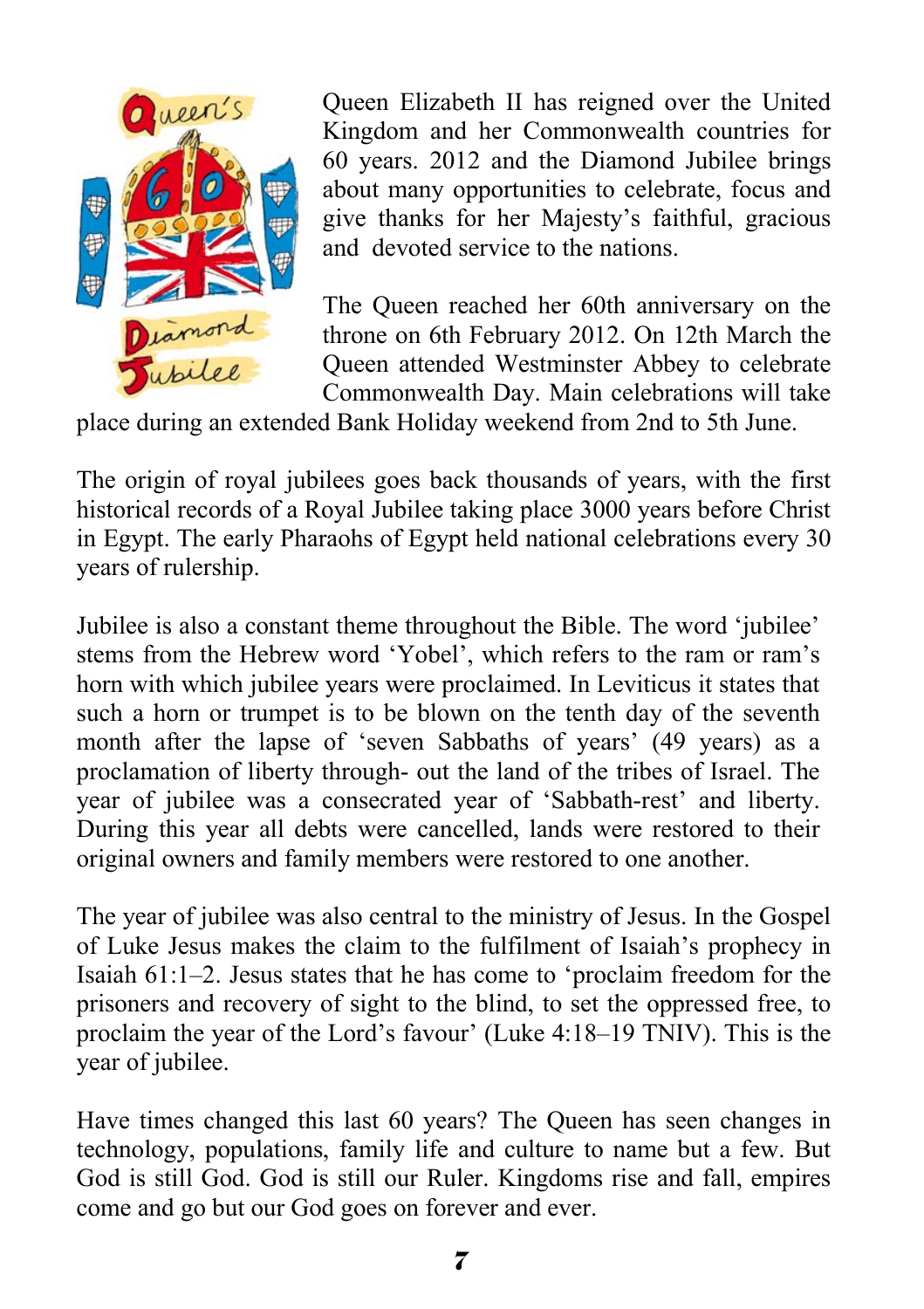Queen Elizabeth II has reigned over the United Kingdom and her Commonwealth countries for 60 years. 2012 and the Diamond Jubilee brings about many opportunities to celebrate, focus and give thanks for her Majesty's faithful, gracious and devoted service to the nations.

The Queen reached her 60th anniversary on the throne on 6th February 2012. On 12th March the Queen attended Westminster Abbey to celebrate Commonwealth Day. Main celebrations will take place during an extended Bank Holiday weekend from 2nd to 5th June.

The origin of royal jubilees goes back thousands of years, with the first historical records of a Royal Jubilee taking place 3000 years before Christ in Egypt. The early Pharaohs of Egypt held national celebrations every 30 years of rulership.

Jubilee is also a constant theme throughout the Bible. The word 'jubilee' stems from the Hebrew word 'Yobel', which refers to the ram or ram's horn with which jubilee years were proclaimed. In Leviticus it states that such a horn or trumpet is to be blown on the tenth day of the seventh month after the lapse of 'seven Sabbaths of years' (49 years) as a proclamation of liberty through- out the land of the tribes of Israel. The year of jubilee was a consecrated year of 'Sabbath-rest' and liberty. During this year all debts were cancelled, lands were restored to their original owners and family members were restored to one another.

The year of jubilee was also central to the ministry of Jesus. In the Gospel of Luke Jesus makes the claim to the fulfilment of Isaiah's prophecy in Isaiah 61:1–2. Jesus states that he has come to 'proclaim freedom for the prisoners and recovery of sight to the blind, to set the oppressed free, to proclaim the year of the Lord's favour' (Luke 4:18–19 TNIV). This is the year of jubilee.

Have times changed this last 60 years? The Queen has seen changes in technology, populations, family life and culture to name but a few. But God is still God. God is still our Ruler. Kingdoms rise and fall, empires come and go but our God goes on forever and ever.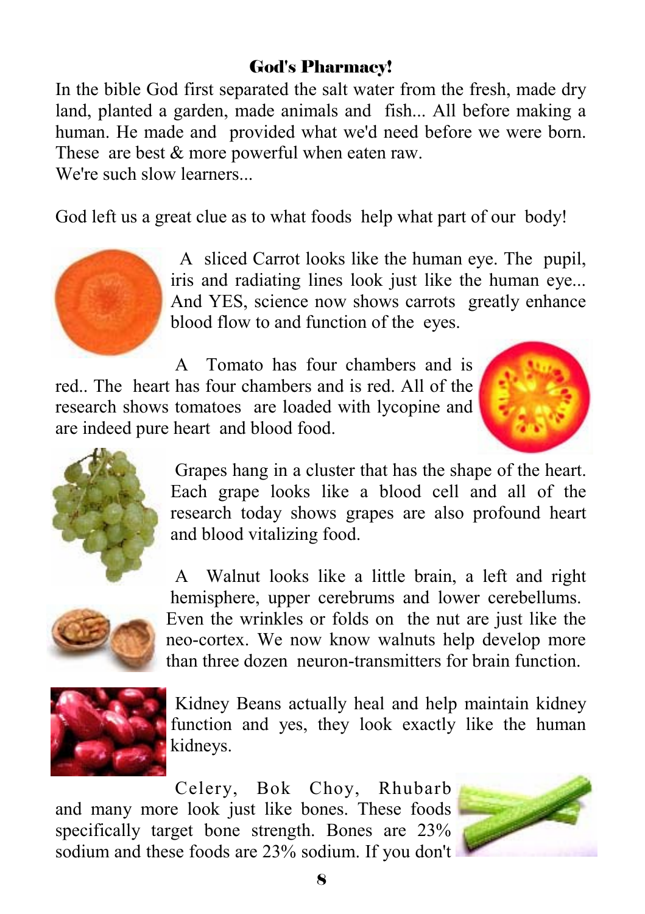## God's Pharmacy!

In the bible God first separated the salt water from the fresh, made dry land, planted a garden, made animals and fish... All before making a human. He made and provided what we'd need before we were born. These are best & more powerful when eaten raw.
We're such slow learners...

God left us a great clue as to what foods help what part of our body!

A sliced Carrot looks like the human eye. The pupil, iris and radiating lines look just like the human eye... And YES, science now shows carrots greatly enhance blood flow to and function of the eyes.

A Tomato has four chambers and is red.. The heart has four chambers and is red. All of the research shows tomatoes are loaded with lycopine and are indeed pure heart and blood food.

Grapes hang in a cluster that has the shape of the heart. Each grape looks like a blood cell and all of the research today shows grapes are also profound heart and blood vitalizing food.

A Walnut looks like a little brain, a left and right hemisphere, upper cerebrums and lower cerebellums. Even the wrinkles or folds on the nut are just like the neo-cortex. We now know walnuts help develop more than three dozen neuron-transmitters for brain function.

Kidney Beans actually heal and help maintain kidney function and yes, they look exactly like the human kidneys.

Celery, Bok Choy, Rhubarb and many more look just like bones. These foods specifically target bone strength. Bones are 23% sodium and these foods are 23% sodium. If you don't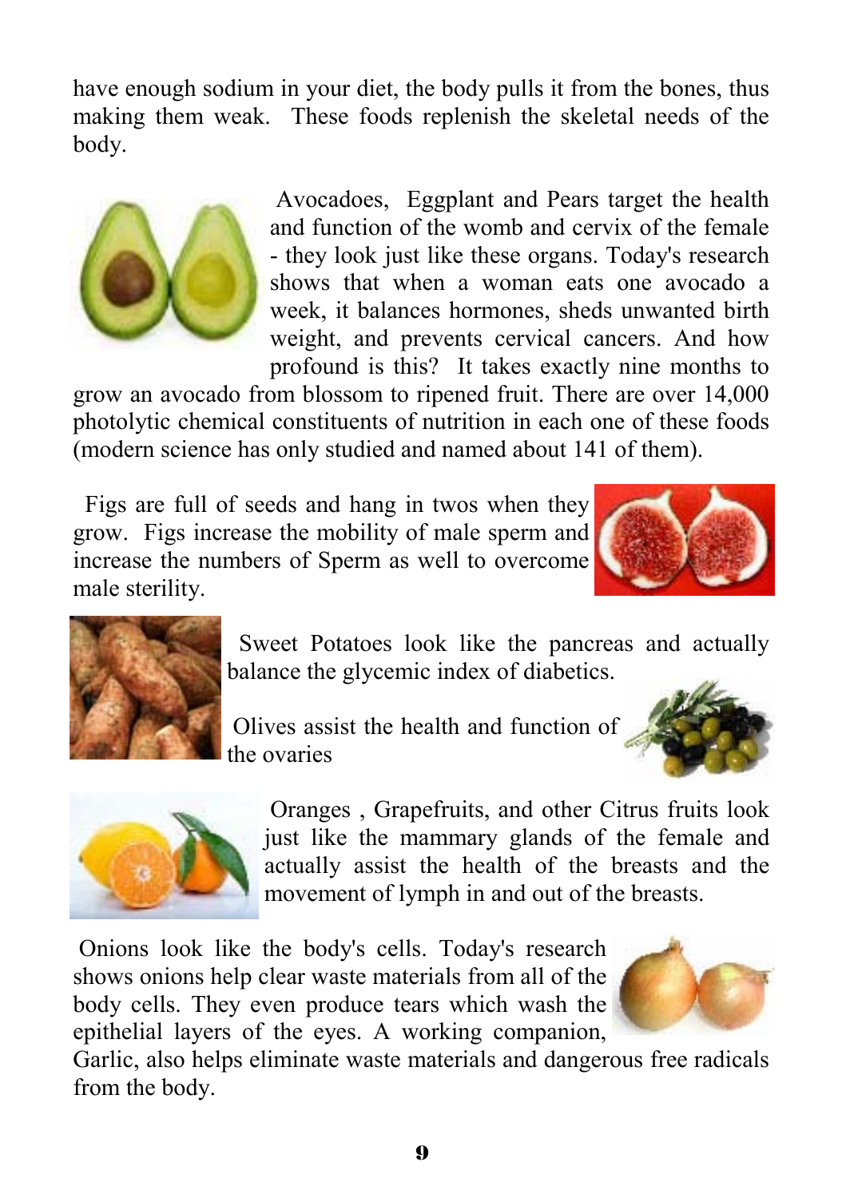have enough sodium in your diet, the body pulls it from the bones, thus making them weak. These foods replenish the skeletal needs of the body.

Avocadoes, Eggplant and Pears target the health and function of the womb and cervix of the female - they look just like these organs. Today's research shows that when a woman eats one avocado a week, it balances hormones, sheds unwanted birth weight, and prevents cervical cancers. And how profound is this? It takes exactly nine months to grow an avocado from blossom to ripened fruit. There are over 14,000 photolytic chemical constituents of nutrition in each one of these foods (modern science has only studied and named about 141 of them).

Figs are full of seeds and hang in twos when they grow. Figs increase the mobility of male sperm and increase the numbers of Sperm as well to overcome male sterility.

Sweet Potatoes look like the pancreas and actually balance the glycemic index of diabetics.

Olives assist the health and function of the ovaries

Oranges , Grapefruits, and other Citrus fruits look just like the mammary glands of the female and actually assist the health of the breasts and the movement of lymph in and out of the breasts.

Onions look like the body's cells. Today's research shows onions help clear waste materials from all of the body cells. They even produce tears which wash the epithelial layers of the eyes. A working companion, Garlic, also helps eliminate waste materials and dangerous free radicals from the body.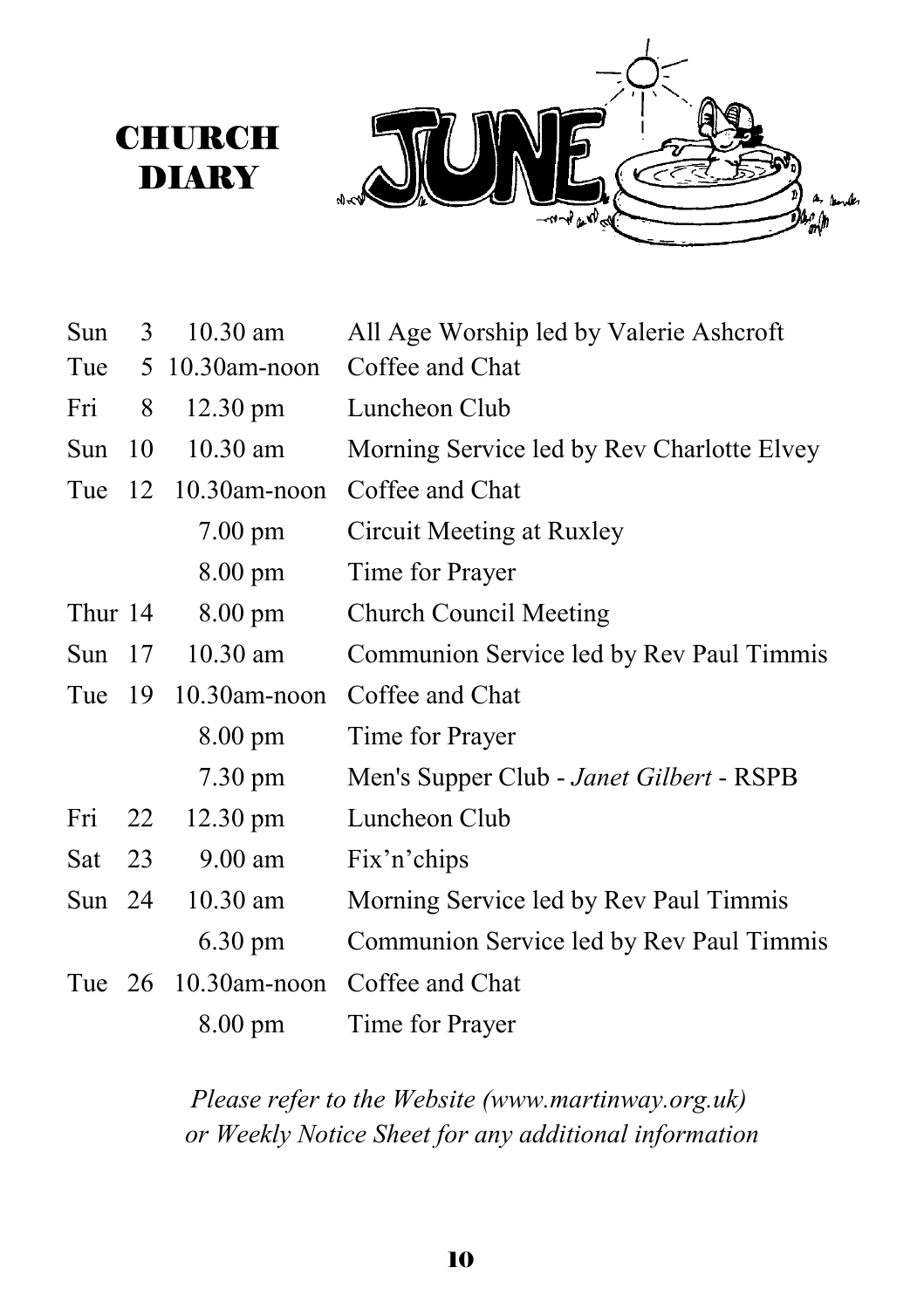# CHURCH DIARY

# JUNE

| Day | Date | Time | Event |
|---|---|---|---|
| Sun | 3 | 10.30 am | All Age Worship led by Valerie Ashcroft |
| Tue | 5 | 10.30am-noon | Coffee and Chat |
| Fri | 8 | 12.30 pm | Luncheon Club |
| Sun | 10 | 10.30 am | Morning Service led by Rev Charlotte Elvey |
| Tue | 12 | 10.30am-noon | Coffee and Chat |
| | | 7.00 pm | Circuit Meeting at Ruxley |
| | | 8.00 pm | Time for Prayer |
| Thur | 14 | 8.00 pm | Church Council Meeting |
| Sun | 17 | 10.30 am | Communion Service led by Rev Paul Timmis |
| Tue | 19 | 10.30am-noon | Coffee and Chat |
| | | 8.00 pm | Time for Prayer |
| | | 7.30 pm | Men's Supper Club - *Janet Gilbert* - RSPB |
| Fri | 22 | 12.30 pm | Luncheon Club |
| Sat | 23 | 9.00 am | Fix'n'chips |
| Sun | 24 | 10.30 am | Morning Service led by Rev Paul Timmis |
| | | 6.30 pm | Communion Service led by Rev Paul Timmis |
| Tue | 26 | 10.30am-noon | Coffee and Chat |
| | | 8.00 pm | Time for Prayer |

*Please refer to the Website (www.martinway.org.uk) or Weekly Notice Sheet for any additional information*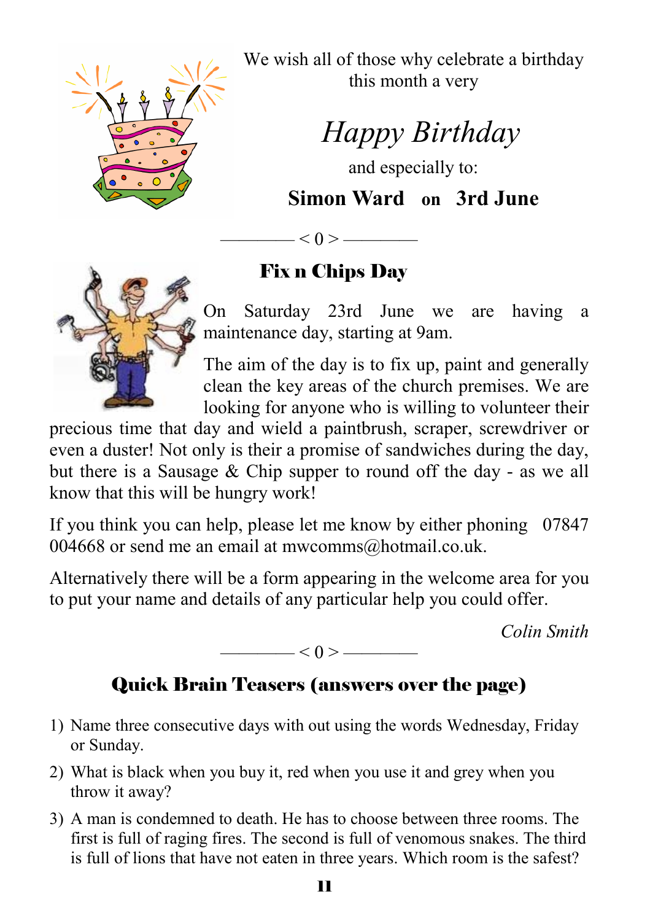We wish all of those why celebrate a birthday this month a very

*Happy Birthday*

and especially to:

**Simon Ward on 3rd June**

———— < 0 > ————

## Fix n Chips Day

On Saturday 23rd June we are having a maintenance day, starting at 9am.

The aim of the day is to fix up, paint and generally clean the key areas of the church premises. We are looking for anyone who is willing to volunteer their precious time that day and wield a paintbrush, scraper, screwdriver or even a duster! Not only is their a promise of sandwiches during the day, but there is a Sausage & Chip supper to round off the day - as we all know that this will be hungry work!

If you think you can help, please let me know by either phoning 07847 004668 or send me an email at mwcomms@hotmail.co.uk.

Alternatively there will be a form appearing in the welcome area for you to put your name and details of any particular help you could offer.

*Colin Smith*

———— < 0 > ————

## Quick Brain Teasers (answers over the page)

1) Name three consecutive days with out using the words Wednesday, Friday or Sunday.
2) What is black when you buy it, red when you use it and grey when you throw it away?
3) A man is condemned to death. He has to choose between three rooms. The first is full of raging fires. The second is full of venomous snakes. The third is full of lions that have not eaten in three years. Which room is the safest?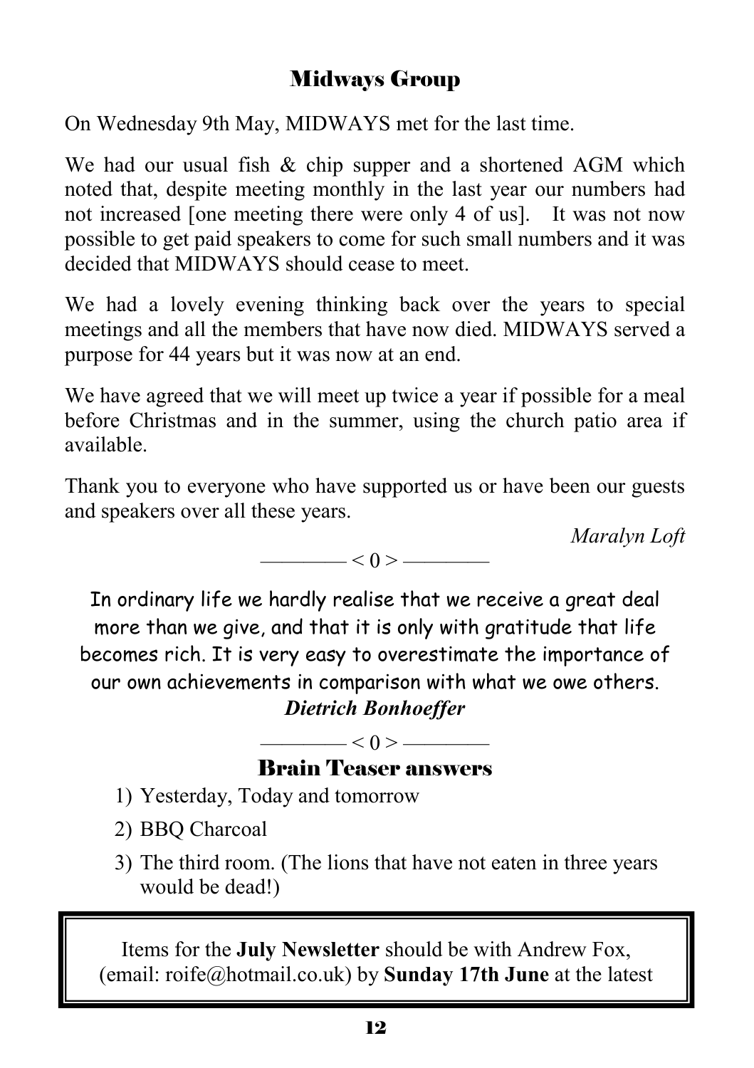## Midways Group

On Wednesday 9th May, MIDWAYS met for the last time.

We had our usual fish & chip supper and a shortened AGM which noted that, despite meeting monthly in the last year our numbers had not increased [one meeting there were only 4 of us]. It was not now possible to get paid speakers to come for such small numbers and it was decided that MIDWAYS should cease to meet.

We had a lovely evening thinking back over the years to special meetings and all the members that have now died. MIDWAYS served a purpose for 44 years but it was now at an end.

We have agreed that we will meet up twice a year if possible for a meal before Christmas and in the summer, using the church patio area if available.

Thank you to everyone who have supported us or have been our guests and speakers over all these years.

*Maralyn Loft*

———— < 0 > ————

In ordinary life we hardly realise that we receive a great deal more than we give, and that it is only with gratitude that life becomes rich. It is very easy to overestimate the importance of our own achievements in comparison with what we owe others.

***Dietrich Bonhoeffer***

———— < 0 > ————

## Brain Teaser answers

1) Yesterday, Today and tomorrow
2) BBQ Charcoal
3) The third room. (The lions that have not eaten in three years would be dead!)

Items for the **July Newsletter** should be with Andrew Fox, (email: roife@hotmail.co.uk) by **Sunday 17th June** at the latest